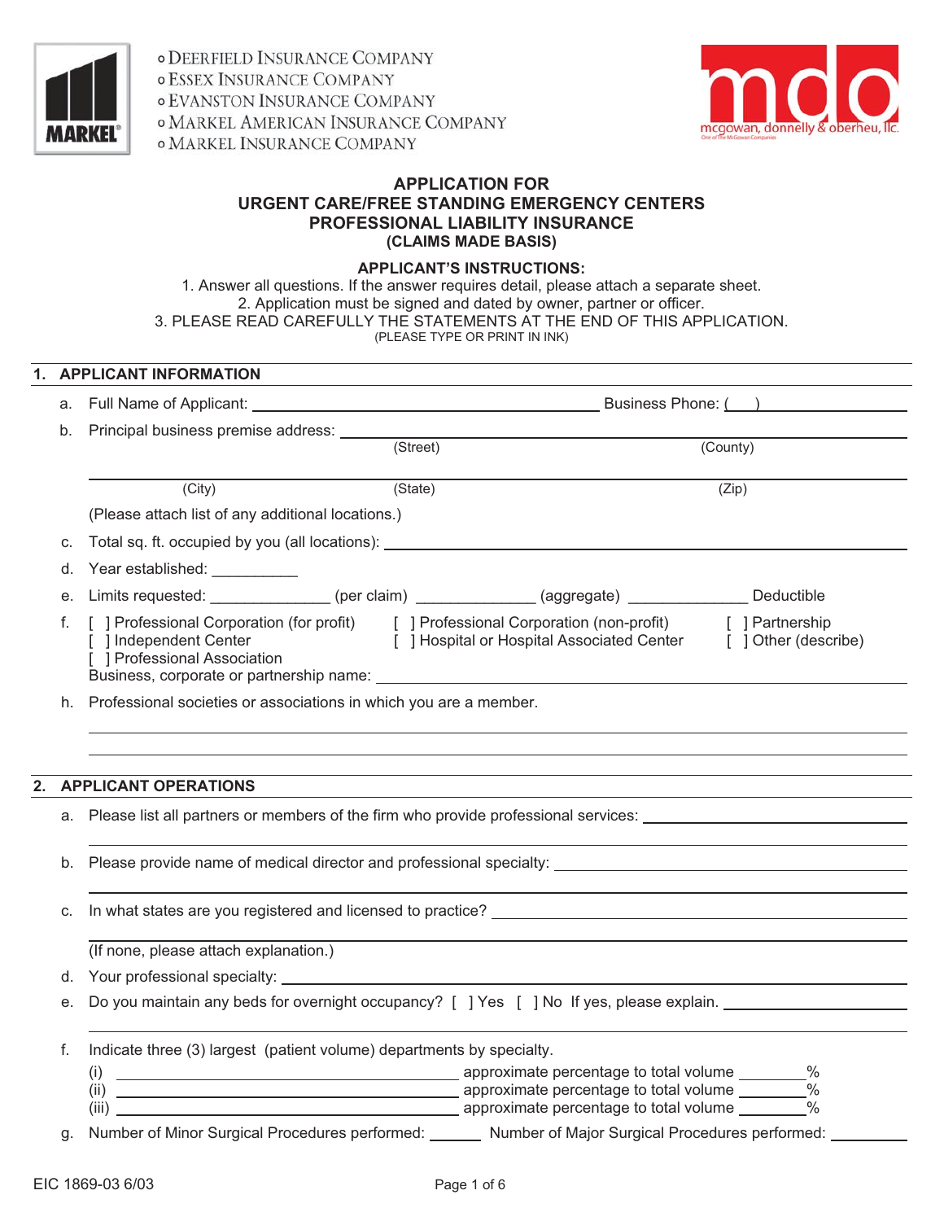o DEERFIELD INSURANCE COMPANY
o ESSEX INSURANCE COMPANY
o EVANSTON INSURANCE COMPANY
o MARKEL AMERICAN INSURANCE COMPANY
o MARKEL INSURANCE COMPANY

# APPLICATION FOR URGENT CARE/FREE STANDING EMERGENCY CENTERS PROFESSIONAL LIABILITY INSURANCE (CLAIMS MADE BASIS)

**APPLICANT'S INSTRUCTIONS:**

1. Answer all questions. If the answer requires detail, please attach a separate sheet.
2. Application must be signed and dated by owner, partner or officer.
3. PLEASE READ CAREFULLY THE STATEMENTS AT THE END OF THIS APPLICATION.

(PLEASE TYPE OR PRINT IN INK)

## 1. APPLICANT INFORMATION

a. Full Name of Applicant: ______________________________ Business Phone: ( ) ______________

b. Principal business premise address: ______________________________
(Street) (County)

______________________________
(City) (State) (Zip)

(Please attach list of any additional locations.)

c. Total sq. ft. occupied by you (all locations): ______________________________

d. Year established: __________

e. Limits requested: ______________ (per claim) ______________ (aggregate) ______________ Deductible

f. [ ] Professional Corporation (for profit) [ ] Professional Corporation (non-profit) [ ] Partnership
[ ] Independent Center [ ] Hospital or Hospital Associated Center [ ] Other (describe)
[ ] Professional Association
Business, corporate or partnership name: ______________________________

h. Professional societies or associations in which you are a member.

______________________________

______________________________

## 2. APPLICANT OPERATIONS

a. Please list all partners or members of the firm who provide professional services: ______________________________

______________________________

b. Please provide name of medical director and professional specialty: ______________________________

______________________________

c. In what states are you registered and licensed to practice? ______________________________

______________________________

(If none, please attach explanation.)

d. Your professional specialty: ______________________________

e. Do you maintain any beds for overnight occupancy? [ ] Yes [ ] No If yes, please explain. ______________________________

______________________________

f. Indicate three (3) largest (patient volume) departments by specialty.

(i) ______________________________ approximate percentage to total volume ________%
(ii) ______________________________ approximate percentage to total volume ________%
(iii) ______________________________ approximate percentage to total volume ________%

g. Number of Minor Surgical Procedures performed: ______ Number of Major Surgical Procedures performed: ________

EIC 1869-03 6/03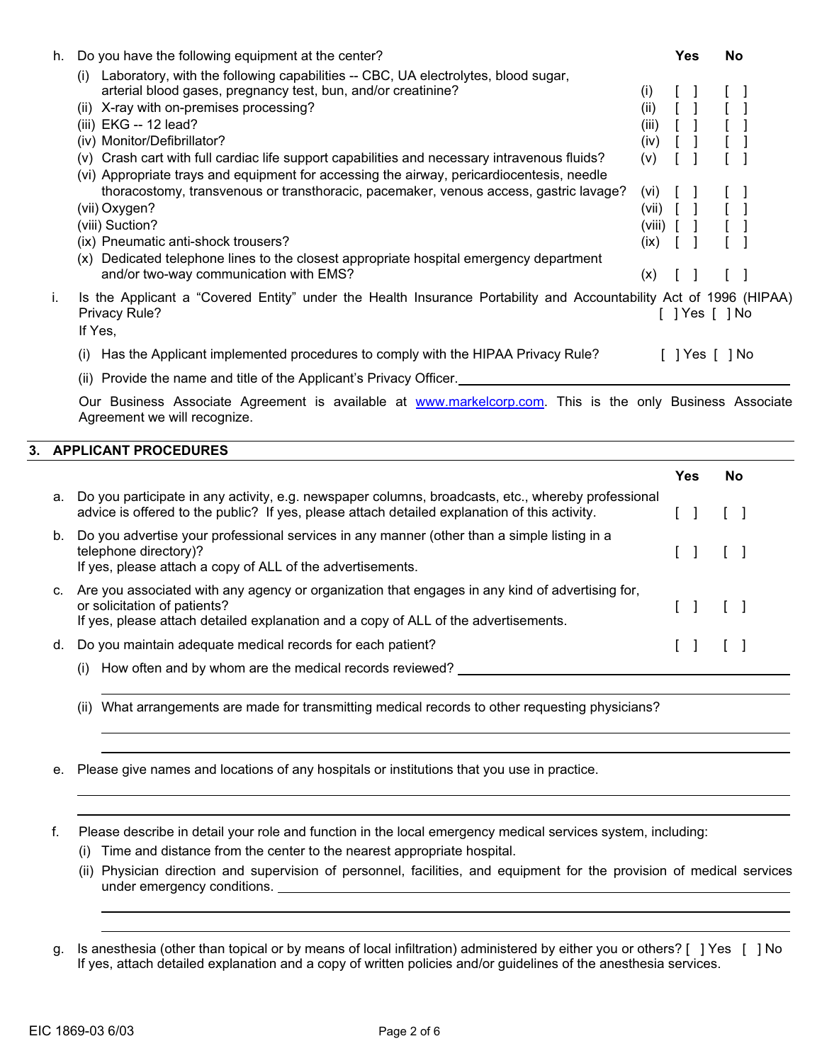h. Do you have the following equipment at the center?

| | | Yes | No |
|---|---|---|---|
| (i) Laboratory, with the following capabilities -- CBC, UA electrolytes, blood sugar, arterial blood gases, pregnancy test, bun, and/or creatinine? | (i) | [ ] | [ ] |
| (ii) X-ray with on-premises processing? | (ii) | [ ] | [ ] |
| (iii) EKG -- 12 lead? | (iii) | [ ] | [ ] |
| (iv) Monitor/Defibrillator? | (iv) | [ ] | [ ] |
| (v) Crash cart with full cardiac life support capabilities and necessary intravenous fluids? | (v) | [ ] | [ ] |
| (vi) Appropriate trays and equipment for accessing the airway, pericardiocentesis, needle thoracostomy, transvenous or transthoracic, pacemaker, venous access, gastric lavage? | (vi) | [ ] | [ ] |
| (vii) Oxygen? | (vii) | [ ] | [ ] |
| (viii) Suction? | (viii) | [ ] | [ ] |
| (ix) Pneumatic anti-shock trousers? | (ix) | [ ] | [ ] |
| (x) Dedicated telephone lines to the closest appropriate hospital emergency department and/or two-way communication with EMS? | (x) | [ ] | [ ] |

i. Is the Applicant a "Covered Entity" under the Health Insurance Portability and Accountability Act of 1996 (HIPAA) Privacy Rule? [ ] Yes [ ] No

If Yes,

(i) Has the Applicant implemented procedures to comply with the HIPAA Privacy Rule? [ ] Yes [ ] No

(ii) Provide the name and title of the Applicant's Privacy Officer. ____________________

Our Business Associate Agreement is available at www.markelcorp.com. This is the only Business Associate Agreement we will recognize.

## 3. APPLICANT PROCEDURES

| | Yes | No |
|---|---|---|
| a. Do you participate in any activity, e.g. newspaper columns, broadcasts, etc., whereby professional advice is offered to the public? If yes, please attach detailed explanation of this activity. | [ ] | [ ] |
| b. Do you advertise your professional services in any manner (other than a simple listing in a telephone directory)? If yes, please attach a copy of ALL of the advertisements. | [ ] | [ ] |
| c. Are you associated with any agency or organization that engages in any kind of advertising for, or solicitation of patients? If yes, please attach detailed explanation and a copy of ALL of the advertisements. | [ ] | [ ] |
| d. Do you maintain adequate medical records for each patient? | [ ] | [ ] |

(i) How often and by whom are the medical records reviewed? ____________________

____________________

(ii) What arrangements are made for transmitting medical records to other requesting physicians?

____________________

____________________

e. Please give names and locations of any hospitals or institutions that you use in practice.

____________________

____________________

f. Please describe in detail your role and function in the local emergency medical services system, including:

(i) Time and distance from the center to the nearest appropriate hospital.

(ii) Physician direction and supervision of personnel, facilities, and equipment for the provision of medical services under emergency conditions. ____________________

____________________

____________________

g. Is anesthesia (other than topical or by means of local infiltration) administered by either you or others? [ ] Yes [ ] No
If yes, attach detailed explanation and a copy of written policies and/or guidelines of the anesthesia services.

EIC 1869-03 6/03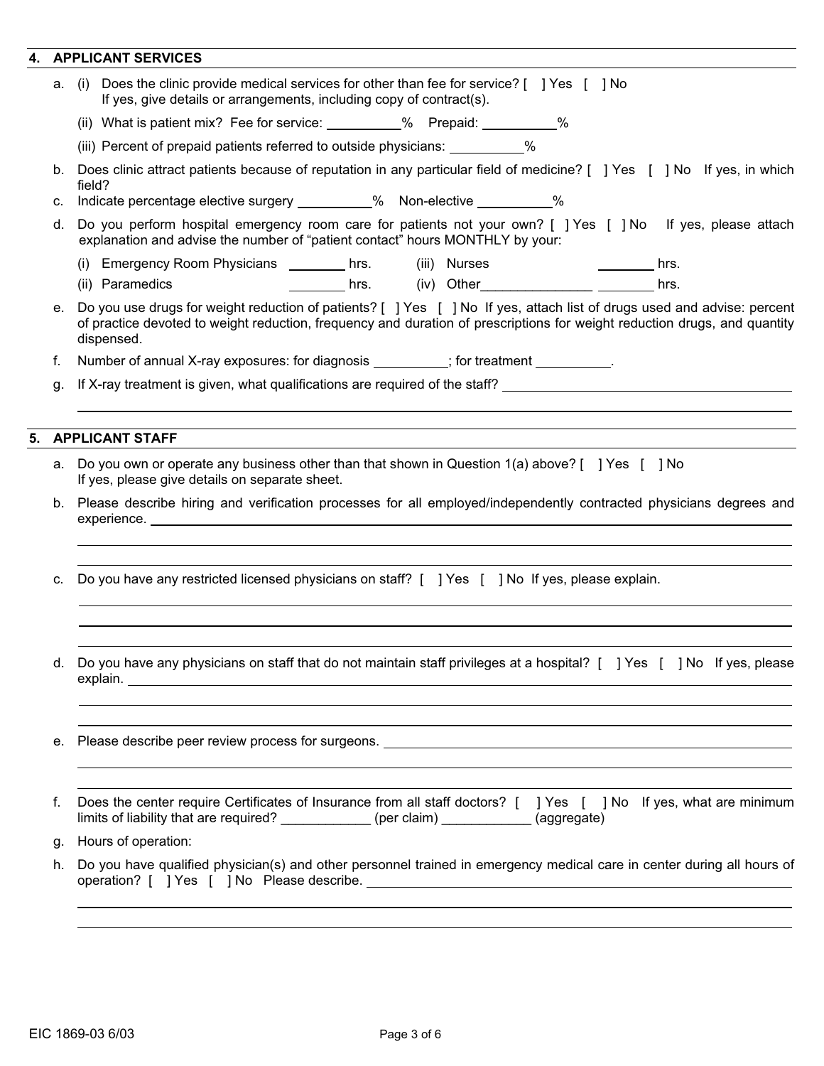## 4. APPLICANT SERVICES

a. (i) Does the clinic provide medical services for other than fee for service? [ ] Yes [ ] No
If yes, give details or arrangements, including copy of contract(s).

(ii) What is patient mix? Fee for service: __________% Prepaid: __________%

(iii) Percent of prepaid patients referred to outside physicians: __________%

b. Does clinic attract patients because of reputation in any particular field of medicine? [ ] Yes [ ] No If yes, in which field?

c. Indicate percentage elective surgery __________% Non-elective __________%

d. Do you perform hospital emergency room care for patients not your own? [ ] Yes [ ] No If yes, please attach explanation and advise the number of "patient contact" hours MONTHLY by your:

(i) Emergency Room Physicians ________ hrs.
(ii) Paramedics ________ hrs.
(iii) Nurses ________ hrs.
(iv) Other_______________ ________ hrs.

e. Do you use drugs for weight reduction of patients? [ ] Yes [ ] No If yes, attach list of drugs used and advise: percent of practice devoted to weight reduction, frequency and duration of prescriptions for weight reduction drugs, and quantity dispensed.

f. Number of annual X-ray exposures: for diagnosis __________; for treatment __________.

g. If X-ray treatment is given, what qualifications are required of the staff? ________________________________________

## 5. APPLICANT STAFF

a. Do you own or operate any business other than that shown in Question 1(a) above? [ ] Yes [ ] No
If yes, please give details on separate sheet.

b. Please describe hiring and verification processes for all employed/independently contracted physicians degrees and experience. ________________________________________

c. Do you have any restricted licensed physicians on staff? [ ] Yes [ ] No If yes, please explain.

d. Do you have any physicians on staff that do not maintain staff privileges at a hospital? [ ] Yes [ ] No If yes, please explain. ________________________________________

e. Please describe peer review process for surgeons. ________________________________________

f. Does the center require Certificates of Insurance from all staff doctors? [ ] Yes [ ] No If yes, what are minimum limits of liability that are required? ____________ (per claim) ____________ (aggregate)

g. Hours of operation:

h. Do you have qualified physician(s) and other personnel trained in emergency medical care in center during all hours of operation? [ ] Yes [ ] No Please describe. ________________________________________

EIC 1869-03 6/03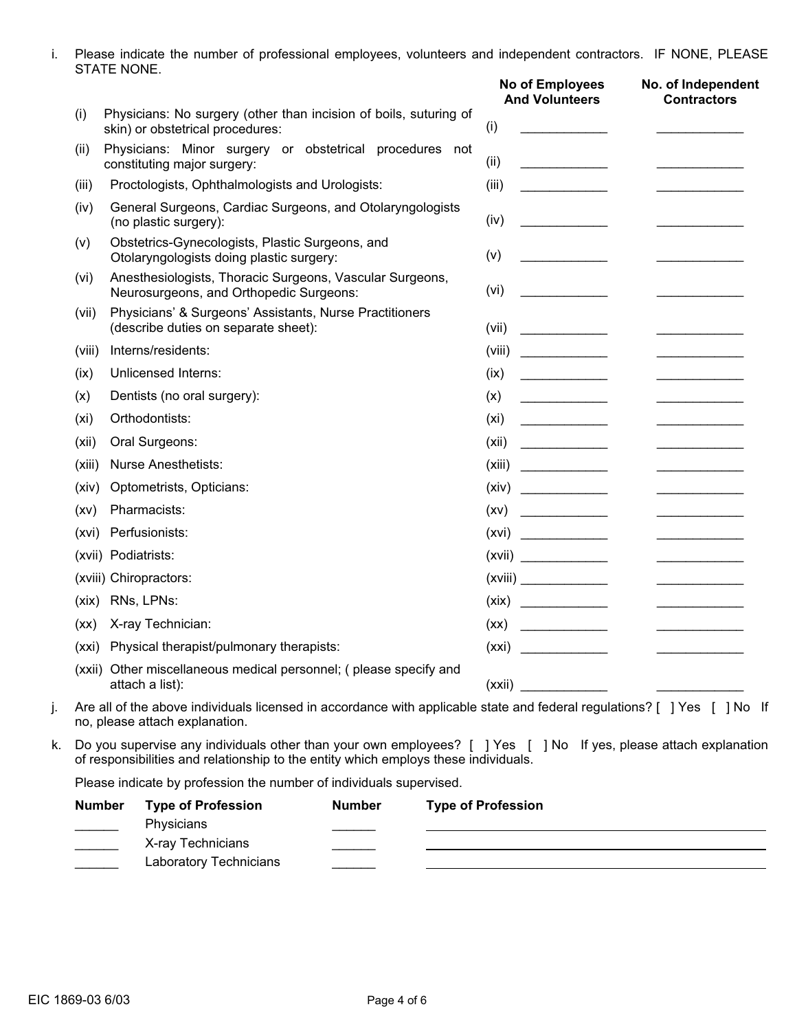i. Please indicate the number of professional employees, volunteers and independent contractors. IF NONE, PLEASE STATE NONE.

| | | No of Employees And Volunteers | No. of Independent Contractors |
|---|---|---|---|
| (i) | Physicians: No surgery (other than incision of boils, suturing of skin) or obstetrical procedures: | (i) ____________ | ____________ |
| (ii) | Physicians: Minor surgery or obstetrical procedures not constituting major surgery: | (ii) ____________ | ____________ |
| (iii) | Proctologists, Ophthalmologists and Urologists: | (iii) ____________ | ____________ |
| (iv) | General Surgeons, Cardiac Surgeons, and Otolaryngologists (no plastic surgery): | (iv) ____________ | ____________ |
| (v) | Obstetrics-Gynecologists, Plastic Surgeons, and Otolaryngologists doing plastic surgery: | (v) ____________ | ____________ |
| (vi) | Anesthesiologists, Thoracic Surgeons, Vascular Surgeons, Neurosurgeons, and Orthopedic Surgeons: | (vi) ____________ | ____________ |
| (vii) | Physicians' & Surgeons' Assistants, Nurse Practitioners (describe duties on separate sheet): | (vii) ____________ | ____________ |
| (viii) | Interns/residents: | (viii) ____________ | ____________ |
| (ix) | Unlicensed Interns: | (ix) ____________ | ____________ |
| (x) | Dentists (no oral surgery): | (x) ____________ | ____________ |
| (xi) | Orthodontists: | (xi) ____________ | ____________ |
| (xii) | Oral Surgeons: | (xii) ____________ | ____________ |
| (xiii) | Nurse Anesthetists: | (xiii) ____________ | ____________ |
| (xiv) | Optometrists, Opticians: | (xiv) ____________ | ____________ |
| (xv) | Pharmacists: | (xv) ____________ | ____________ |
| (xvi) | Perfusionists: | (xvi) ____________ | ____________ |
| (xvii) | Podiatrists: | (xvii) ____________ | ____________ |
| (xviii) | Chiropractors: | (xviii) ____________ | ____________ |
| (xix) | RNs, LPNs: | (xix) ____________ | ____________ |
| (xx) | X-ray Technician: | (xx) ____________ | ____________ |
| (xxi) | Physical therapist/pulmonary therapists: | (xxi) ____________ | ____________ |
| (xxii) | Other miscellaneous medical personnel; ( please specify and attach a list): | (xxii) ____________ | ____________ |

j. Are all of the above individuals licensed in accordance with applicable state and federal regulations? [ ] Yes [ ] No If no, please attach explanation.

k. Do you supervise any individuals other than your own employees? [ ] Yes [ ] No If yes, please attach explanation of responsibilities and relationship to the entity which employs these individuals.

Please indicate by profession the number of individuals supervised.

| Number | Type of Profession | Number | Type of Profession |
|---|---|---|---|
| ______ | Physicians | ______ | ____________________ |
| ______ | X-ray Technicians | ______ | ____________________ |
| ______ | Laboratory Technicians | ______ | ____________________ |

EIC 1869-03 6/03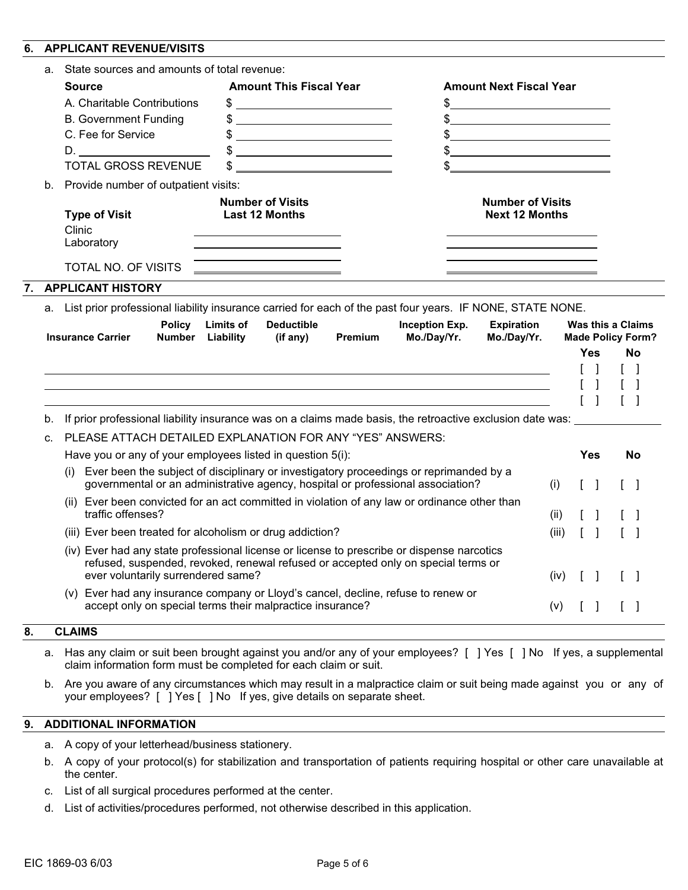## 6. APPLICANT REVENUE/VISITS

a. State sources and amounts of total revenue:

| Source | Amount This Fiscal Year | Amount Next Fiscal Year |
|---|---|---|
| A. Charitable Contributions | $ | $ |
| B. Government Funding | $ | $ |
| C. Fee for Service | $ | $ |
| D. ______________ | $ | $ |
| TOTAL GROSS REVENUE | $ | $ |

b. Provide number of outpatient visits:

| Type of Visit | Number of Visits Last 12 Months | Number of Visits Next 12 Months |
|---|---|---|
| Clinic | | |
| Laboratory | | |
| | | |
| TOTAL NO. OF VISITS | | |

## 7. APPLICANT HISTORY

a. List prior professional liability insurance carried for each of the past four years. IF NONE, STATE NONE.

| Insurance Carrier | Policy Number | Limits of Liability | Deductible (if any) | Premium | Inception Exp. Mo./Day/Yr. | Expiration Mo./Day/Yr. | Was this a Claims Made Policy Form? Yes | No |
|---|---|---|---|---|---|---|---|---|
| | | | | | | | [ ] | [ ] |
| | | | | | | | [ ] | [ ] |
| | | | | | | | [ ] | [ ] |

b. If prior professional liability insurance was on a claims made basis, the retroactive exclusion date was: ______________

c. PLEASE ATTACH DETAILED EXPLANATION FOR ANY "YES" ANSWERS:

Have you or any of your employees listed in question 5(i):

| | | Yes | No |
|---|---|---|---|
| (i) Ever been the subject of disciplinary or investigatory proceedings or reprimanded by a governmental or an administrative agency, hospital or professional association? | (i) | [ ] | [ ] |
| (ii) Ever been convicted for an act committed in violation of any law or ordinance other than traffic offenses? | (ii) | [ ] | [ ] |
| (iii) Ever been treated for alcoholism or drug addiction? | (iii) | [ ] | [ ] |
| (iv) Ever had any state professional license or license to prescribe or dispense narcotics refused, suspended, revoked, renewal refused or accepted only on special terms or ever voluntarily surrendered same? | (iv) | [ ] | [ ] |
| (v) Ever had any insurance company or Lloyd's cancel, decline, refuse to renew or accept only on special terms their malpractice insurance? | (v) | [ ] | [ ] |

## 8. CLAIMS

a. Has any claim or suit been brought against you and/or any of your employees? [ ] Yes [ ] No If yes, a supplemental claim information form must be completed for each claim or suit.

b. Are you aware of any circumstances which may result in a malpractice claim or suit being made against you or any of your employees? [ ] Yes [ ] No If yes, give details on separate sheet.

## 9. ADDITIONAL INFORMATION

a. A copy of your letterhead/business stationery.

b. A copy of your protocol(s) for stabilization and transportation of patients requiring hospital or other care unavailable at the center.

c. List of all surgical procedures performed at the center.

d. List of activities/procedures performed, not otherwise described in this application.

EIC 1869-03 6/03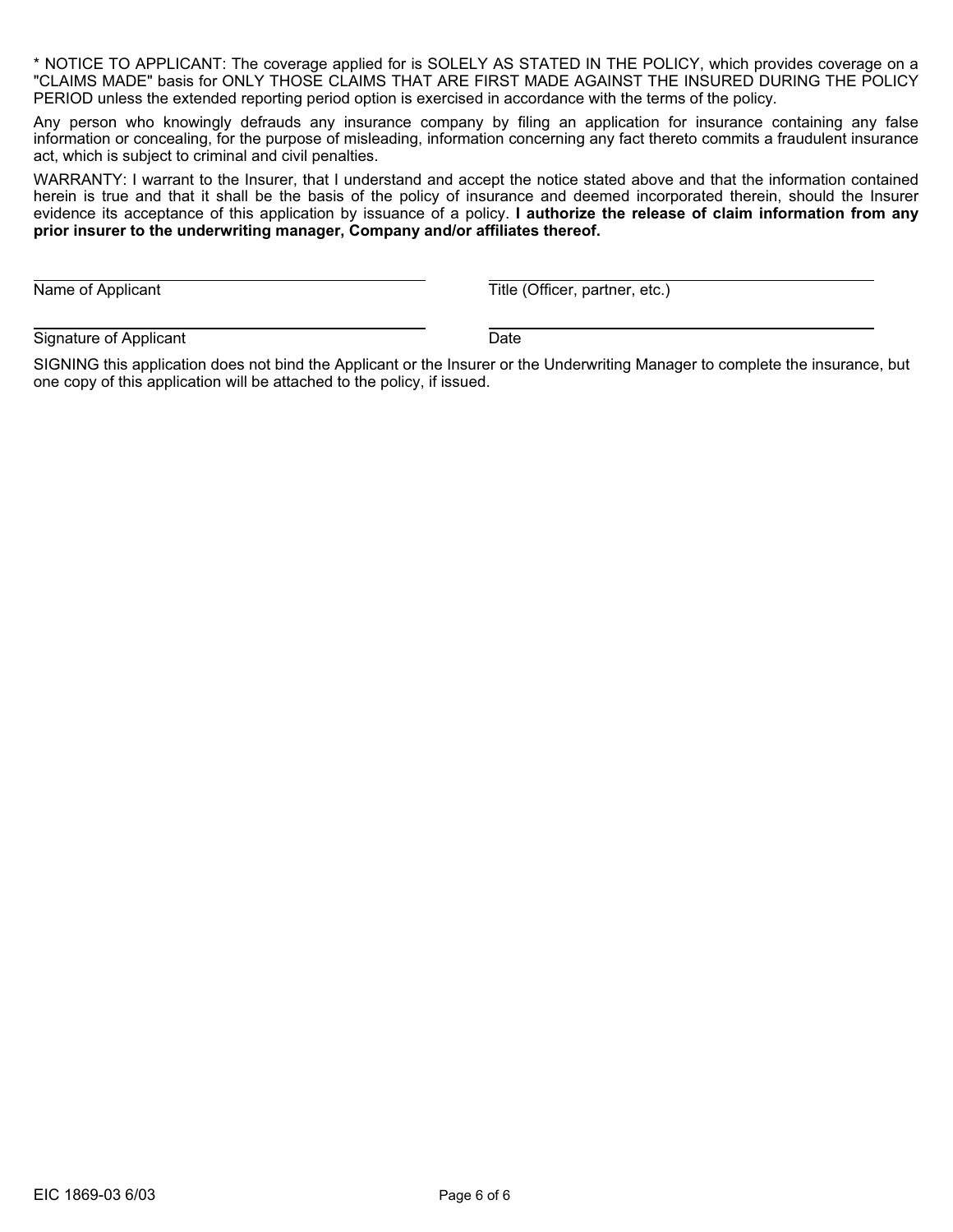* NOTICE TO APPLICANT: The coverage applied for is SOLELY AS STATED IN THE POLICY, which provides coverage on a "CLAIMS MADE" basis for ONLY THOSE CLAIMS THAT ARE FIRST MADE AGAINST THE INSURED DURING THE POLICY PERIOD unless the extended reporting period option is exercised in accordance with the terms of the policy.

Any person who knowingly defrauds any insurance company by filing an application for insurance containing any false information or concealing, for the purpose of misleading, information concerning any fact thereto commits a fraudulent insurance act, which is subject to criminal and civil penalties.

WARRANTY: I warrant to the Insurer, that I understand and accept the notice stated above and that the information contained herein is true and that it shall be the basis of the policy of insurance and deemed incorporated therein, should the Insurer evidence its acceptance of this application by issuance of a policy. **I authorize the release of claim information from any prior insurer to the underwriting manager, Company and/or affiliates thereof.**

| | |
|---|---|
| Name of Applicant | Title (Officer, partner, etc.) |
| Signature of Applicant | Date |

SIGNING this application does not bind the Applicant or the Insurer or the Underwriting Manager to complete the insurance, but one copy of this application will be attached to the policy, if issued.

EIC 1869-03 6/03